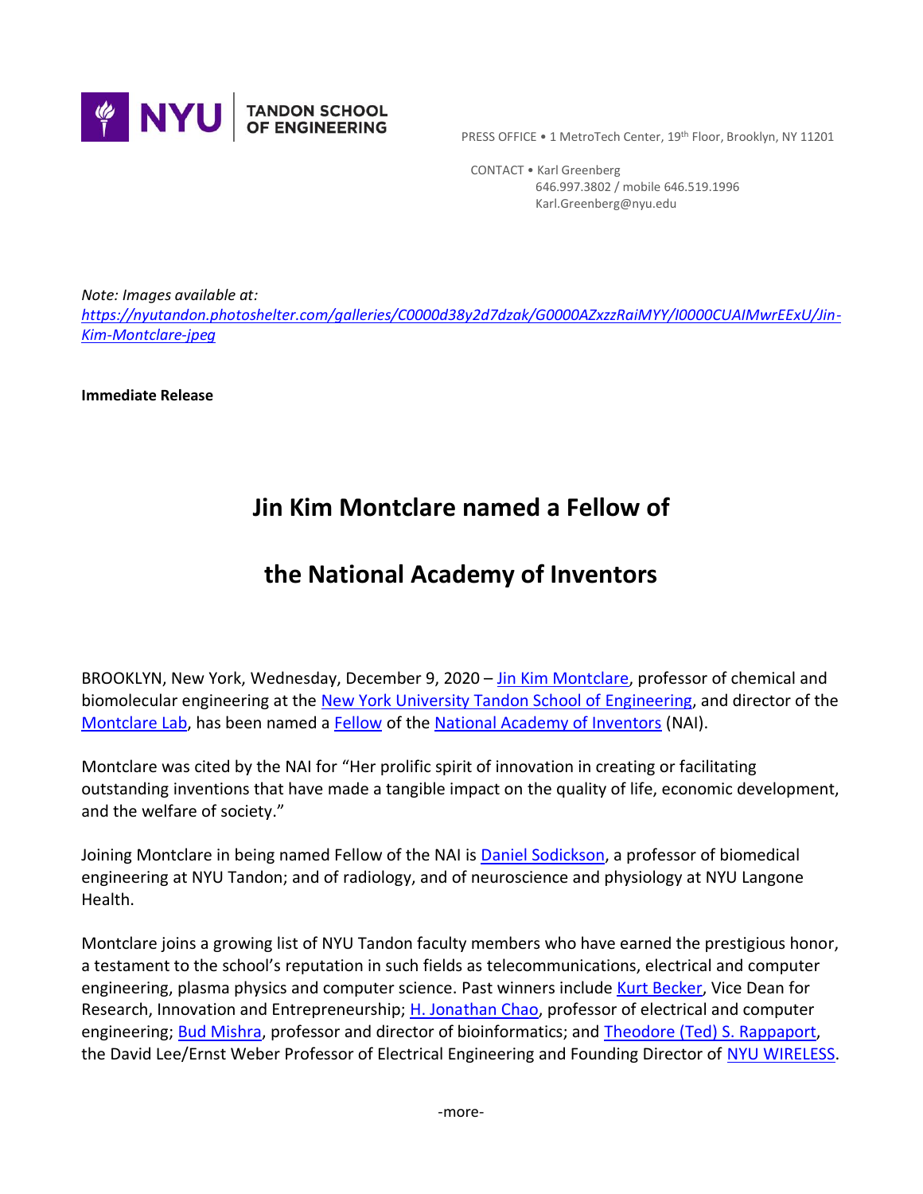NYU TANDON SCHOOL OF ENGINEERING

PRESS OFFICE • 1 MetroTech Center, 19th Floor, Brooklyn, NY 11201

CONTACT • Karl Greenberg
646.997.3802 / mobile 646.519.1996
Karl.Greenberg@nyu.edu

*Note: Images available at:*
*https://nyutandon.photoshelter.com/galleries/C0000d38y2d7dzak/G0000AZxzzRaiMYY/I0000CUAIMwrEExU/Jin-Kim-Montclare-jpeg*

**Immediate Release**

# Jin Kim Montclare named a Fellow of the National Academy of Inventors

BROOKLYN, New York, Wednesday, December 9, 2020 – Jin Kim Montclare, professor of chemical and biomolecular engineering at the New York University Tandon School of Engineering, and director of the Montclare Lab, has been named a Fellow of the National Academy of Inventors (NAI).

Montclare was cited by the NAI for "Her prolific spirit of innovation in creating or facilitating outstanding inventions that have made a tangible impact on the quality of life, economic development, and the welfare of society."

Joining Montclare in being named Fellow of the NAI is Daniel Sodickson, a professor of biomedical engineering at NYU Tandon; and of radiology, and of neuroscience and physiology at NYU Langone Health.

Montclare joins a growing list of NYU Tandon faculty members who have earned the prestigious honor, a testament to the school's reputation in such fields as telecommunications, electrical and computer engineering, plasma physics and computer science. Past winners include Kurt Becker, Vice Dean for Research, Innovation and Entrepreneurship; H. Jonathan Chao, professor of electrical and computer engineering; Bud Mishra, professor and director of bioinformatics; and Theodore (Ted) S. Rappaport, the David Lee/Ernst Weber Professor of Electrical Engineering and Founding Director of NYU WIRELESS.

-more-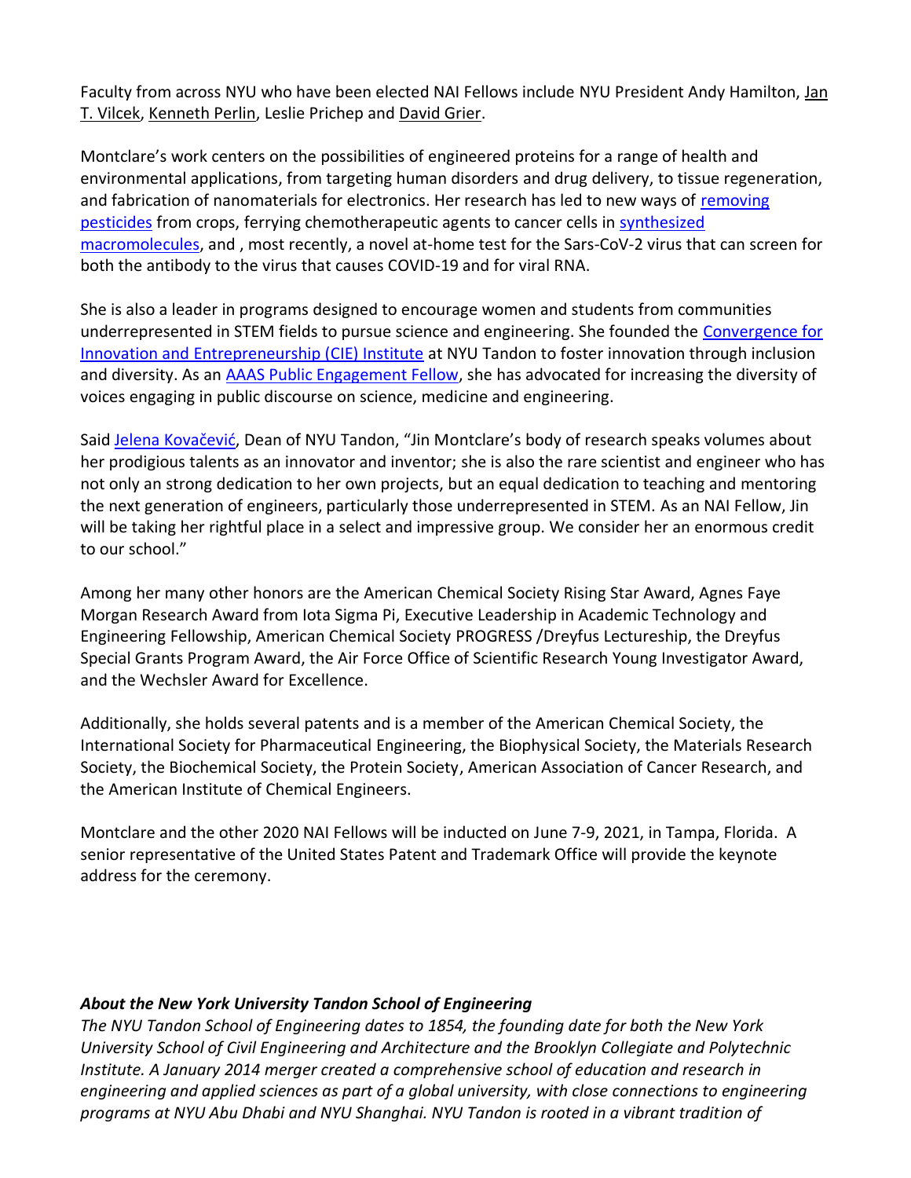Faculty from across NYU who have been elected NAI Fellows include NYU President Andy Hamilton, Jan T. Vilcek, Kenneth Perlin, Leslie Prichep and David Grier.

Montclare's work centers on the possibilities of engineered proteins for a range of health and environmental applications, from targeting human disorders and drug delivery, to tissue regeneration, and fabrication of nanomaterials for electronics. Her research has led to new ways of removing pesticides from crops, ferrying chemotherapeutic agents to cancer cells in synthesized macromolecules, and , most recently, a novel at-home test for the Sars-CoV-2 virus that can screen for both the antibody to the virus that causes COVID-19 and for viral RNA.

She is also a leader in programs designed to encourage women and students from communities underrepresented in STEM fields to pursue science and engineering. She founded the Convergence for Innovation and Entrepreneurship (CIE) Institute at NYU Tandon to foster innovation through inclusion and diversity. As an AAAS Public Engagement Fellow, she has advocated for increasing the diversity of voices engaging in public discourse on science, medicine and engineering.

Said Jelena Kovačević, Dean of NYU Tandon, "Jin Montclare's body of research speaks volumes about her prodigious talents as an innovator and inventor; she is also the rare scientist and engineer who has not only an strong dedication to her own projects, but an equal dedication to teaching and mentoring the next generation of engineers, particularly those underrepresented in STEM. As an NAI Fellow, Jin will be taking her rightful place in a select and impressive group. We consider her an enormous credit to our school."

Among her many other honors are the American Chemical Society Rising Star Award, Agnes Faye Morgan Research Award from Iota Sigma Pi, Executive Leadership in Academic Technology and Engineering Fellowship, American Chemical Society PROGRESS /Dreyfus Lectureship, the Dreyfus Special Grants Program Award, the Air Force Office of Scientific Research Young Investigator Award, and the Wechsler Award for Excellence.

Additionally, she holds several patents and is a member of the American Chemical Society, the International Society for Pharmaceutical Engineering, the Biophysical Society, the Materials Research Society, the Biochemical Society, the Protein Society, American Association of Cancer Research, and the American Institute of Chemical Engineers.

Montclare and the other 2020 NAI Fellows will be inducted on June 7-9, 2021, in Tampa, Florida. A senior representative of the United States Patent and Trademark Office will provide the keynote address for the ceremony.

***About the New York University Tandon School of Engineering***

*The NYU Tandon School of Engineering dates to 1854, the founding date for both the New York University School of Civil Engineering and Architecture and the Brooklyn Collegiate and Polytechnic Institute. A January 2014 merger created a comprehensive school of education and research in engineering and applied sciences as part of a global university, with close connections to engineering programs at NYU Abu Dhabi and NYU Shanghai. NYU Tandon is rooted in a vibrant tradition of*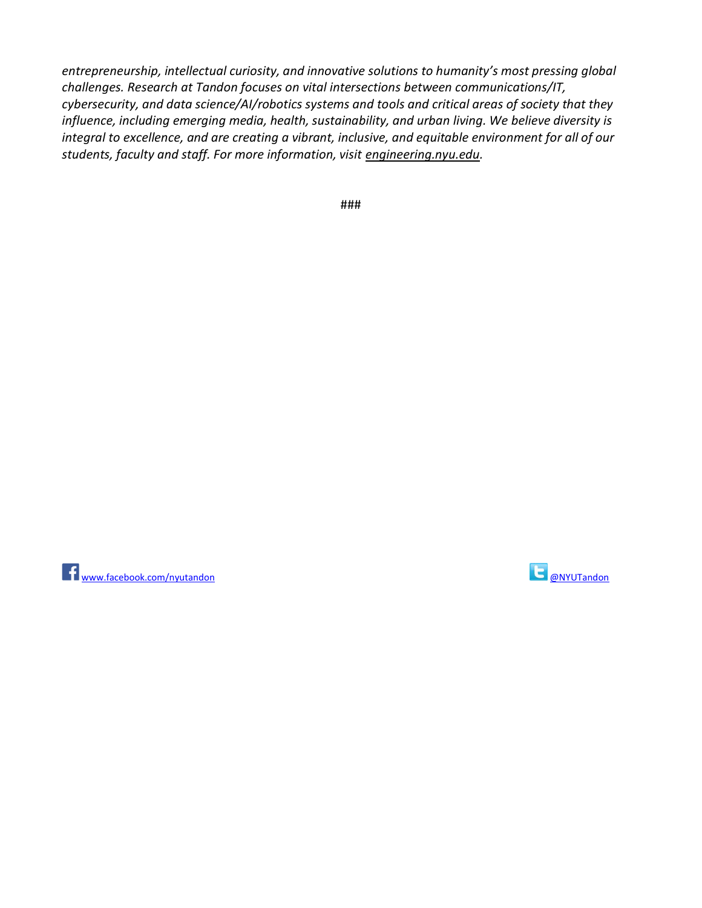*entrepreneurship, intellectual curiosity, and innovative solutions to humanity's most pressing global challenges. Research at Tandon focuses on vital intersections between communications/IT, cybersecurity, and data science/AI/robotics systems and tools and critical areas of society that they influence, including emerging media, health, sustainability, and urban living. We believe diversity is integral to excellence, and are creating a vibrant, inclusive, and equitable environment for all of our students, faculty and staff. For more information, visit engineering.nyu.edu.*

###

www.facebook.com/nyutandon

@NYUTandon